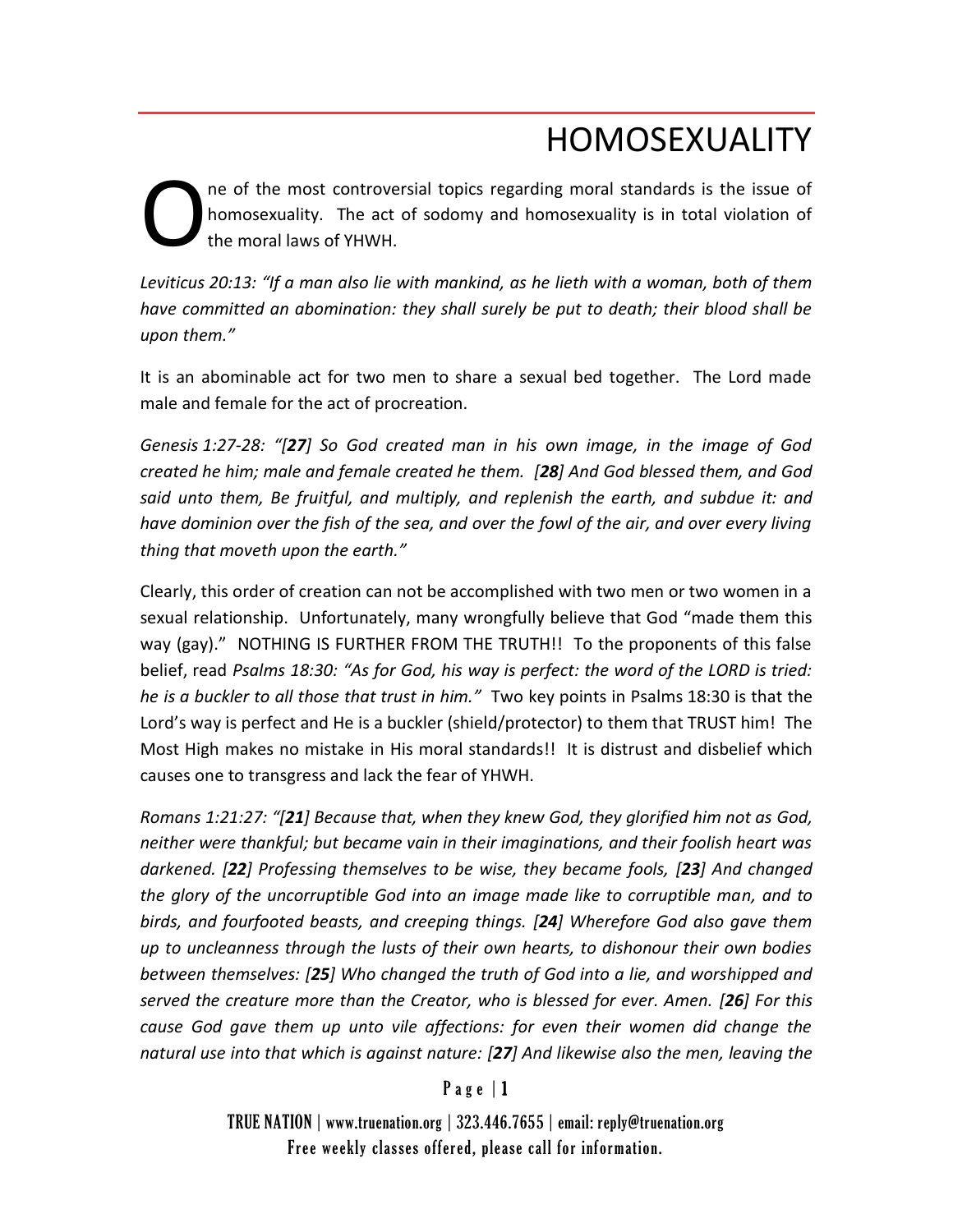# HOMOSEXUALITY

One of the most controversial topics regarding moral standards is the issue of homosexuality. The act of sodomy and homosexuality is in total violation of the moral laws of YHWH.

*Leviticus 20:13: "If a man also lie with mankind, as he lieth with a woman, both of them have committed an abomination: they shall surely be put to death; their blood shall be upon them."*

It is an abominable act for two men to share a sexual bed together. The Lord made male and female for the act of procreation.

*Genesis 1:27-28: "[**27**] So God created man in his own image, in the image of God created he him; male and female created he them. [**28**] And God blessed them, and God said unto them, Be fruitful, and multiply, and replenish the earth, and subdue it: and have dominion over the fish of the sea, and over the fowl of the air, and over every living thing that moveth upon the earth."*

Clearly, this order of creation can not be accomplished with two men or two women in a sexual relationship. Unfortunately, many wrongfully believe that God "made them this way (gay)." NOTHING IS FURTHER FROM THE TRUTH!! To the proponents of this false belief, read *Psalms 18:30: "As for God, his way is perfect: the word of the LORD is tried: he is a buckler to all those that trust in him."* Two key points in Psalms 18:30 is that the Lord's way is perfect and He is a buckler (shield/protector) to them that TRUST him! The Most High makes no mistake in His moral standards!! It is distrust and disbelief which causes one to transgress and lack the fear of YHWH.

*Romans 1:21:27: "[**21**] Because that, when they knew God, they glorified him not as God, neither were thankful; but became vain in their imaginations, and their foolish heart was darkened. [**22**] Professing themselves to be wise, they became fools, [**23**] And changed the glory of the uncorruptible God into an image made like to corruptible man, and to birds, and fourfooted beasts, and creeping things. [**24**] Wherefore God also gave them up to uncleanness through the lusts of their own hearts, to dishonour their own bodies between themselves: [**25**] Who changed the truth of God into a lie, and worshipped and served the creature more than the Creator, who is blessed for ever. Amen. [**26**] For this cause God gave them up unto vile affections: for even their women did change the natural use into that which is against nature: [**27**] And likewise also the men, leaving the*

TRUE NATION | www.truenation.org | 323.446.7655 | email: reply@truenation.org
Free weekly classes offered, please call for information.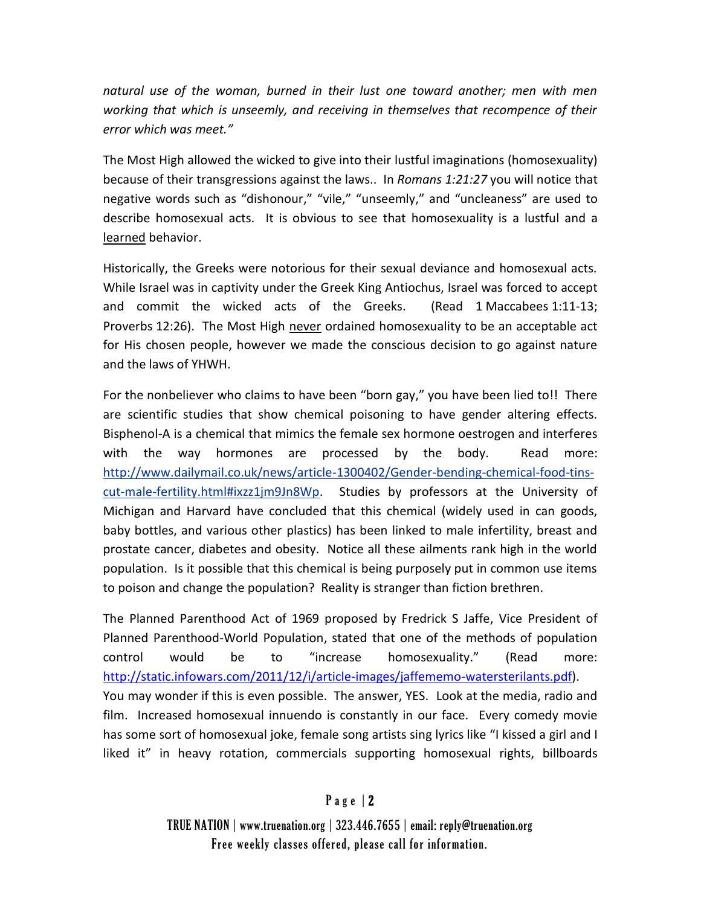*natural use of the woman, burned in their lust one toward another; men with men working that which is unseemly, and receiving in themselves that recompence of their error which was meet."*

The Most High allowed the wicked to give into their lustful imaginations (homosexuality) because of their transgressions against the laws.. In *Romans 1:21:27* you will notice that negative words such as "dishonour," "vile," "unseemly," and "uncleaness" are used to describe homosexual acts. It is obvious to see that homosexuality is a lustful and a learned behavior.

Historically, the Greeks were notorious for their sexual deviance and homosexual acts. While Israel was in captivity under the Greek King Antiochus, Israel was forced to accept and commit the wicked acts of the Greeks. (Read 1 Maccabees 1:11-13; Proverbs 12:26). The Most High never ordained homosexuality to be an acceptable act for His chosen people, however we made the conscious decision to go against nature and the laws of YHWH.

For the nonbeliever who claims to have been "born gay," you have been lied to!! There are scientific studies that show chemical poisoning to have gender altering effects. Bisphenol-A is a chemical that mimics the female sex hormone oestrogen and interferes with the way hormones are processed by the body. Read more: http://www.dailymail.co.uk/news/article-1300402/Gender-bending-chemical-food-tins-cut-male-fertility.html#ixzz1jm9Jn8Wp. Studies by professors at the University of Michigan and Harvard have concluded that this chemical (widely used in can goods, baby bottles, and various other plastics) has been linked to male infertility, breast and prostate cancer, diabetes and obesity. Notice all these ailments rank high in the world population. Is it possible that this chemical is being purposely put in common use items to poison and change the population? Reality is stranger than fiction brethren.

The Planned Parenthood Act of 1969 proposed by Fredrick S Jaffe, Vice President of Planned Parenthood-World Population, stated that one of the methods of population control would be to "increase homosexuality." (Read more: http://static.infowars.com/2011/12/i/article-images/jaffememo-watersterilants.pdf). You may wonder if this is even possible. The answer, YES. Look at the media, radio and film. Increased homosexual innuendo is constantly in our face. Every comedy movie has some sort of homosexual joke, female song artists sing lyrics like "I kissed a girl and I liked it" in heavy rotation, commercials supporting homosexual rights, billboards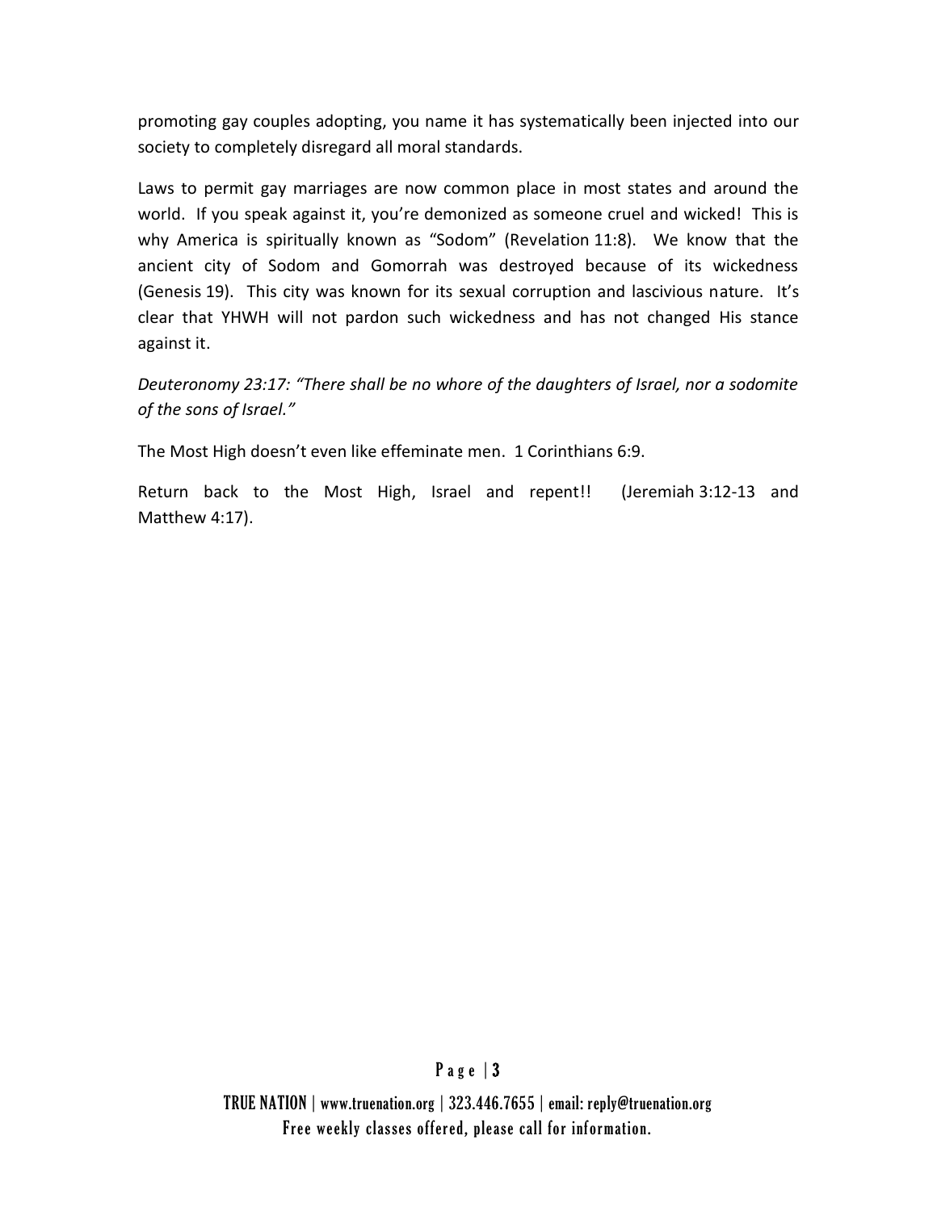promoting gay couples adopting, you name it has systematically been injected into our society to completely disregard all moral standards.

Laws to permit gay marriages are now common place in most states and around the world. If you speak against it, you're demonized as someone cruel and wicked! This is why America is spiritually known as "Sodom" (Revelation 11:8). We know that the ancient city of Sodom and Gomorrah was destroyed because of its wickedness (Genesis 19). This city was known for its sexual corruption and lascivious nature. It's clear that YHWH will not pardon such wickedness and has not changed His stance against it.

*Deuteronomy 23:17: "There shall be no whore of the daughters of Israel, nor a sodomite of the sons of Israel."*

The Most High doesn't even like effeminate men. 1 Corinthians 6:9.

Return back to the Most High, Israel and repent!! (Jeremiah 3:12-13 and Matthew 4:17).

TRUE NATION | www.truenation.org | 323.446.7655 | email: reply@truenation.org
Free weekly classes offered, please call for information.